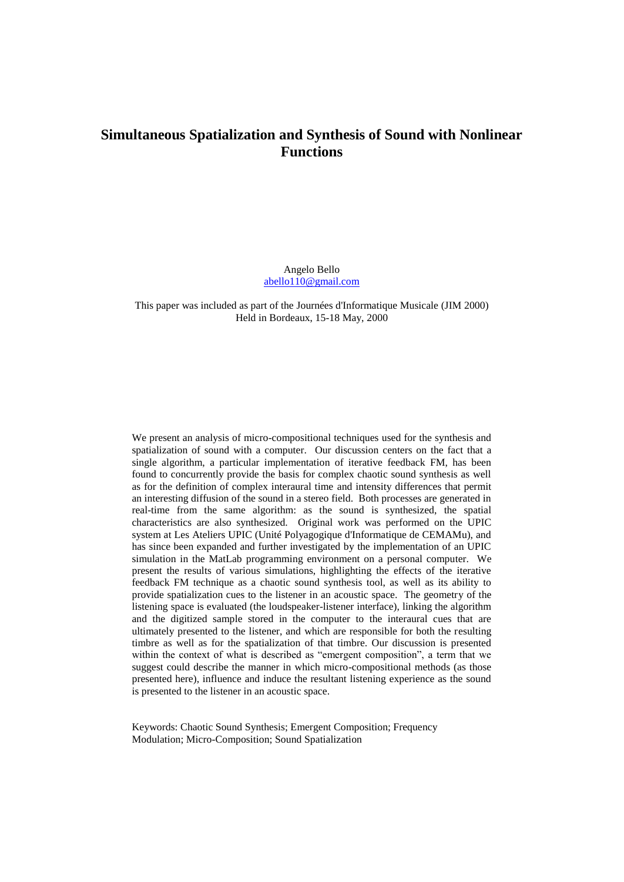# Simultaneous Spatialization and Synthesis of Sound with Nonlinear Functions

Angelo Bello
abello110@gmail.com

This paper was included as part of the Journées d'Informatique Musicale (JIM 2000)
Held in Bordeaux, 15-18 May, 2000

We present an analysis of micro-compositional techniques used for the synthesis and spatialization of sound with a computer. Our discussion centers on the fact that a single algorithm, a particular implementation of iterative feedback FM, has been found to concurrently provide the basis for complex chaotic sound synthesis as well as for the definition of complex interaural time and intensity differences that permit an interesting diffusion of the sound in a stereo field. Both processes are generated in real-time from the same algorithm: as the sound is synthesized, the spatial characteristics are also synthesized. Original work was performed on the UPIC system at Les Ateliers UPIC (Unité Polyagogique d'Informatique de CEMAMu), and has since been expanded and further investigated by the implementation of an UPIC simulation in the MatLab programming environment on a personal computer. We present the results of various simulations, highlighting the effects of the iterative feedback FM technique as a chaotic sound synthesis tool, as well as its ability to provide spatialization cues to the listener in an acoustic space. The geometry of the listening space is evaluated (the loudspeaker-listener interface), linking the algorithm and the digitized sample stored in the computer to the interaural cues that are ultimately presented to the listener, and which are responsible for both the resulting timbre as well as for the spatialization of that timbre. Our discussion is presented within the context of what is described as "emergent composition", a term that we suggest could describe the manner in which micro-compositional methods (as those presented here), influence and induce the resultant listening experience as the sound is presented to the listener in an acoustic space.

Keywords: Chaotic Sound Synthesis; Emergent Composition; Frequency Modulation; Micro-Composition; Sound Spatialization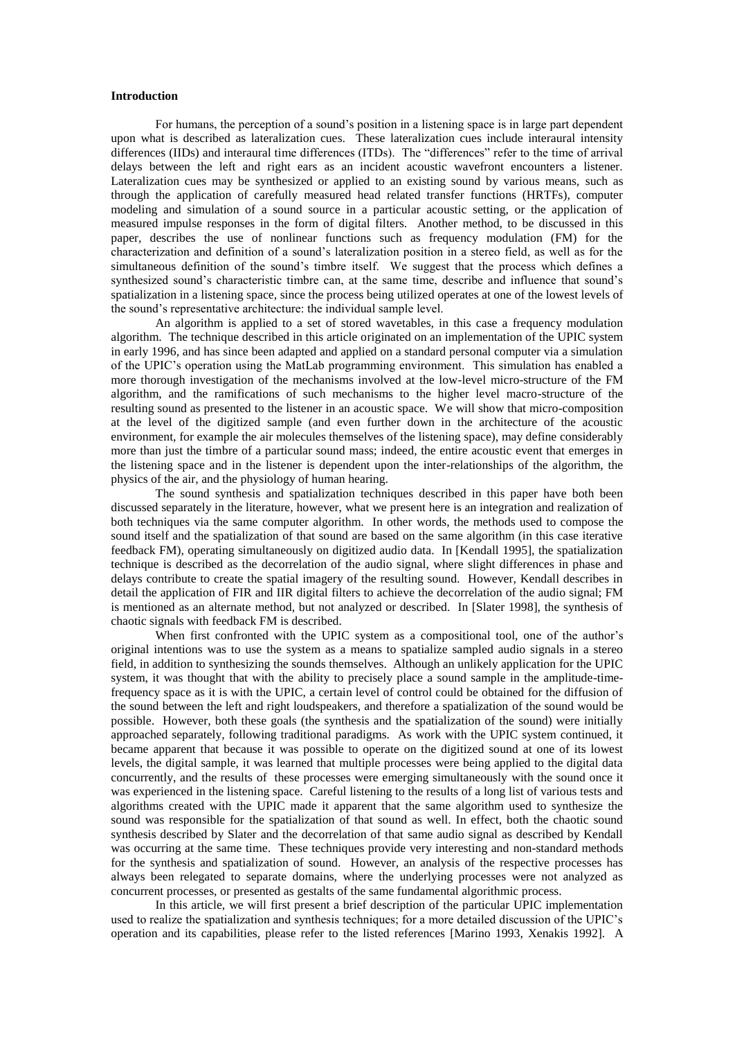### Introduction

For humans, the perception of a sound's position in a listening space is in large part dependent upon what is described as lateralization cues. These lateralization cues include interaural intensity differences (IIDs) and interaural time differences (ITDs). The "differences" refer to the time of arrival delays between the left and right ears as an incident acoustic wavefront encounters a listener. Lateralization cues may be synthesized or applied to an existing sound by various means, such as through the application of carefully measured head related transfer functions (HRTFs), computer modeling and simulation of a sound source in a particular acoustic setting, or the application of measured impulse responses in the form of digital filters. Another method, to be discussed in this paper, describes the use of nonlinear functions such as frequency modulation (FM) for the characterization and definition of a sound's lateralization position in a stereo field, as well as for the simultaneous definition of the sound's timbre itself. We suggest that the process which defines a synthesized sound's characteristic timbre can, at the same time, describe and influence that sound's spatialization in a listening space, since the process being utilized operates at one of the lowest levels of the sound's representative architecture: the individual sample level.

An algorithm is applied to a set of stored wavetables, in this case a frequency modulation algorithm. The technique described in this article originated on an implementation of the UPIC system in early 1996, and has since been adapted and applied on a standard personal computer via a simulation of the UPIC's operation using the MatLab programming environment. This simulation has enabled a more thorough investigation of the mechanisms involved at the low-level micro-structure of the FM algorithm, and the ramifications of such mechanisms to the higher level macro-structure of the resulting sound as presented to the listener in an acoustic space. We will show that micro-composition at the level of the digitized sample (and even further down in the architecture of the acoustic environment, for example the air molecules themselves of the listening space), may define considerably more than just the timbre of a particular sound mass; indeed, the entire acoustic event that emerges in the listening space and in the listener is dependent upon the inter-relationships of the algorithm, the physics of the air, and the physiology of human hearing.

The sound synthesis and spatialization techniques described in this paper have both been discussed separately in the literature, however, what we present here is an integration and realization of both techniques via the same computer algorithm. In other words, the methods used to compose the sound itself and the spatialization of that sound are based on the same algorithm (in this case iterative feedback FM), operating simultaneously on digitized audio data. In [Kendall 1995], the spatialization technique is described as the decorrelation of the audio signal, where slight differences in phase and delays contribute to create the spatial imagery of the resulting sound. However, Kendall describes in detail the application of FIR and IIR digital filters to achieve the decorrelation of the audio signal; FM is mentioned as an alternate method, but not analyzed or described. In [Slater 1998], the synthesis of chaotic signals with feedback FM is described.

When first confronted with the UPIC system as a compositional tool, one of the author's original intentions was to use the system as a means to spatialize sampled audio signals in a stereo field, in addition to synthesizing the sounds themselves. Although an unlikely application for the UPIC system, it was thought that with the ability to precisely place a sound sample in the amplitude-time-frequency space as it is with the UPIC, a certain level of control could be obtained for the diffusion of the sound between the left and right loudspeakers, and therefore a spatialization of the sound would be possible. However, both these goals (the synthesis and the spatialization of the sound) were initially approached separately, following traditional paradigms. As work with the UPIC system continued, it became apparent that because it was possible to operate on the digitized sound at one of its lowest levels, the digital sample, it was learned that multiple processes were being applied to the digital data concurrently, and the results of these processes were emerging simultaneously with the sound once it was experienced in the listening space. Careful listening to the results of a long list of various tests and algorithms created with the UPIC made it apparent that the same algorithm used to synthesize the sound was responsible for the spatialization of that sound as well. In effect, both the chaotic sound synthesis described by Slater and the decorrelation of that same audio signal as described by Kendall was occurring at the same time. These techniques provide very interesting and non-standard methods for the synthesis and spatialization of sound. However, an analysis of the respective processes has always been relegated to separate domains, where the underlying processes were not analyzed as concurrent processes, or presented as gestalts of the same fundamental algorithmic process.

In this article, we will first present a brief description of the particular UPIC implementation used to realize the spatialization and synthesis techniques; for a more detailed discussion of the UPIC's operation and its capabilities, please refer to the listed references [Marino 1993, Xenakis 1992]. A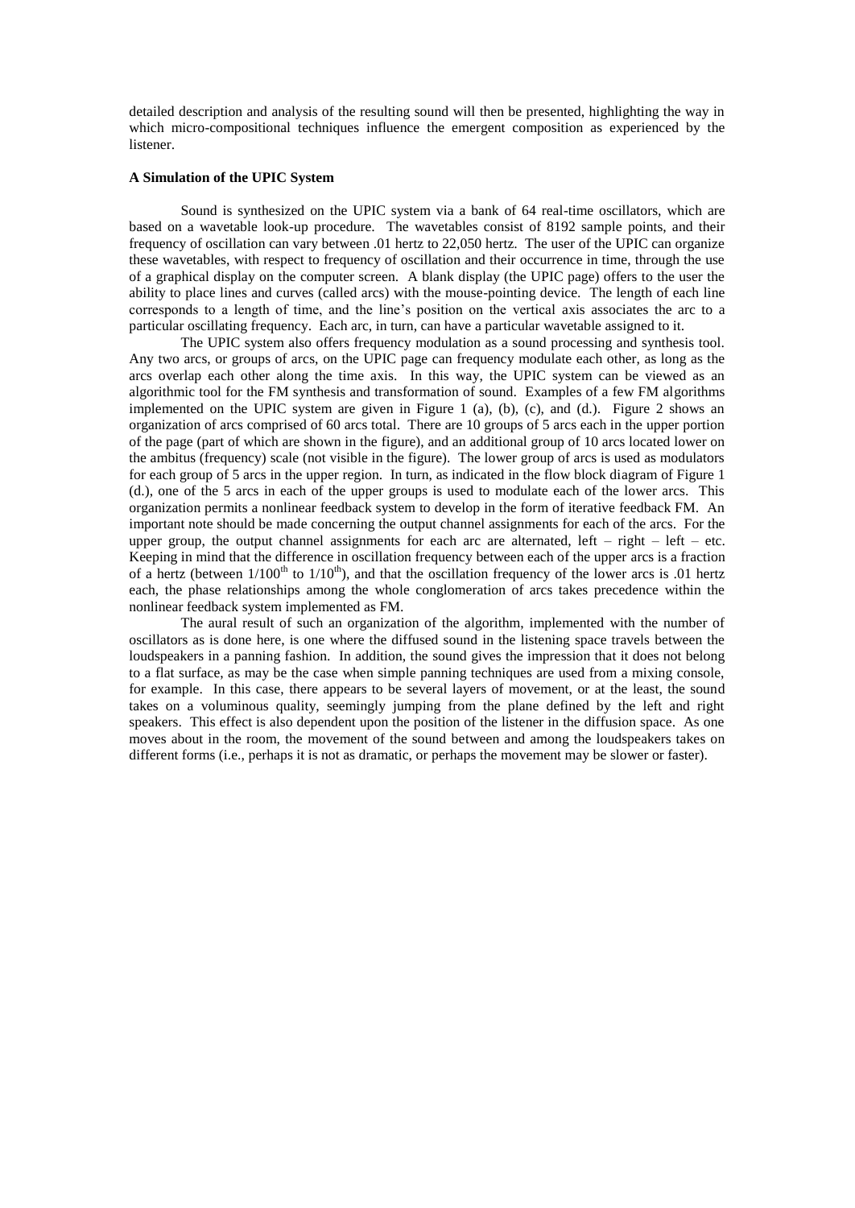detailed description and analysis of the resulting sound will then be presented, highlighting the way in which micro-compositional techniques influence the emergent composition as experienced by the listener.

**A Simulation of the UPIC System**

Sound is synthesized on the UPIC system via a bank of 64 real-time oscillators, which are based on a wavetable look-up procedure. The wavetables consist of 8192 sample points, and their frequency of oscillation can vary between .01 hertz to 22,050 hertz. The user of the UPIC can organize these wavetables, with respect to frequency of oscillation and their occurrence in time, through the use of a graphical display on the computer screen. A blank display (the UPIC page) offers to the user the ability to place lines and curves (called arcs) with the mouse-pointing device. The length of each line corresponds to a length of time, and the line's position on the vertical axis associates the arc to a particular oscillating frequency. Each arc, in turn, can have a particular wavetable assigned to it.

The UPIC system also offers frequency modulation as a sound processing and synthesis tool. Any two arcs, or groups of arcs, on the UPIC page can frequency modulate each other, as long as the arcs overlap each other along the time axis. In this way, the UPIC system can be viewed as an algorithmic tool for the FM synthesis and transformation of sound. Examples of a few FM algorithms implemented on the UPIC system are given in Figure 1 (a), (b), (c), and (d.). Figure 2 shows an organization of arcs comprised of 60 arcs total. There are 10 groups of 5 arcs each in the upper portion of the page (part of which are shown in the figure), and an additional group of 10 arcs located lower on the ambitus (frequency) scale (not visible in the figure). The lower group of arcs is used as modulators for each group of 5 arcs in the upper region. In turn, as indicated in the flow block diagram of Figure 1 (d.), one of the 5 arcs in each of the upper groups is used to modulate each of the lower arcs. This organization permits a nonlinear feedback system to develop in the form of iterative feedback FM. An important note should be made concerning the output channel assignments for each of the arcs. For the upper group, the output channel assignments for each arc are alternated, left – right – left – etc. Keeping in mind that the difference in oscillation frequency between each of the upper arcs is a fraction of a hertz (between 1/100$^{th}$ to 1/10$^{th}$), and that the oscillation frequency of the lower arcs is .01 hertz each, the phase relationships among the whole conglomeration of arcs takes precedence within the nonlinear feedback system implemented as FM.

The aural result of such an organization of the algorithm, implemented with the number of oscillators as is done here, is one where the diffused sound in the listening space travels between the loudspeakers in a panning fashion. In addition, the sound gives the impression that it does not belong to a flat surface, as may be the case when simple panning techniques are used from a mixing console, for example. In this case, there appears to be several layers of movement, or at the least, the sound takes on a voluminous quality, seemingly jumping from the plane defined by the left and right speakers. This effect is also dependent upon the position of the listener in the diffusion space. As one moves about in the room, the movement of the sound between and among the loudspeakers takes on different forms (i.e., perhaps it is not as dramatic, or perhaps the movement may be slower or faster).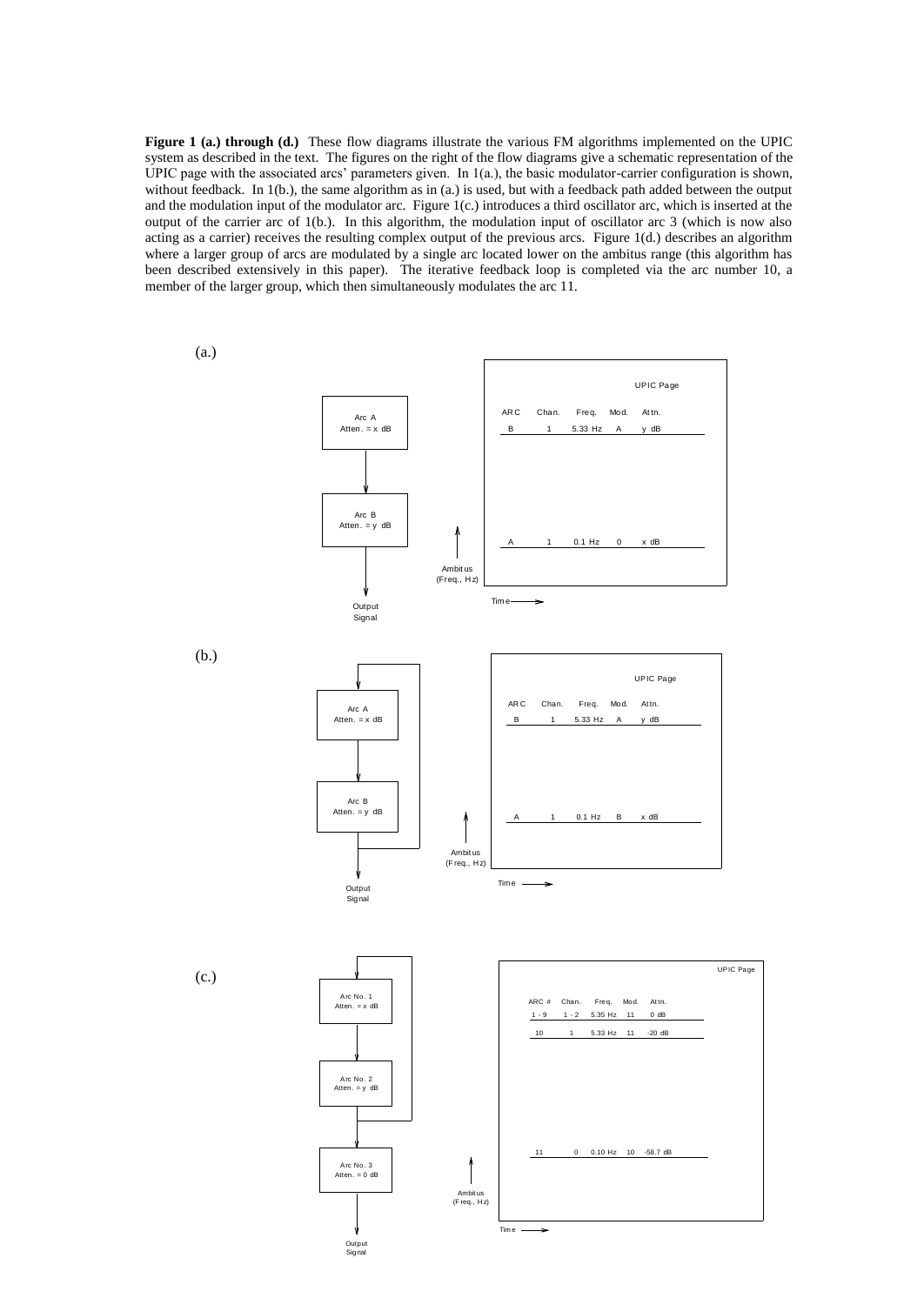**Figure 1 (a.) through (d.)** These flow diagrams illustrate the various FM algorithms implemented on the UPIC system as described in the text. The figures on the right of the flow diagrams give a schematic representation of the UPIC page with the associated arcs' parameters given. In 1(a.), the basic modulator-carrier configuration is shown, without feedback. In 1(b.), the same algorithm as in (a.) is used, but with a feedback path added between the output and the modulation input of the modulator arc. Figure 1(c.) introduces a third oscillator arc, which is inserted at the output of the carrier arc of 1(b.). In this algorithm, the modulation input of oscillator arc 3 (which is now also acting as a carrier) receives the resulting complex output of the previous arcs. Figure 1(d.) describes an algorithm where a larger group of arcs are modulated by a single arc located lower on the ambitus range (this algorithm has been described extensively in this paper). The iterative feedback loop is completed via the arc number 10, a member of the larger group, which then simultaneously modulates the arc 11.

(a.)

Arc A
Atten. = x dB

Arc B
Atten. = y dB

Output Signal

UPIC Page

| ARC | Chan. | Freq. | Mod. | Attn. |
|---|---|---|---|---|
| B | 1 | 5.33 Hz | A | y dB |
| A | 1 | 0.1 Hz | 0 | x dB |

Ambitus (Freq., Hz)

Time

(b.)

Arc A
Atten. = x dB

Arc B
Atten. = y dB

Output Signal

UPIC Page

| ARC | Chan. | Freq. | Mod. | Attn. |
|---|---|---|---|---|
| B | 1 | 5.33 Hz | A | y dB |
| A | 1 | 0.1 Hz | B | x dB |

Ambitus (Freq., Hz)

Time

(c.)

Arc No. 1
Atten. = x dB

Arc No. 2
Atten. = y dB

Arc No. 3
Atten. = 0 dB

Output Signal

UPIC Page

| ARC # | Chan. | Freq. | Mod. | Attn. |
|---|---|---|---|---|
| 1 - 9 | 1 - 2 | 5.35 Hz | 11 | 0 dB |
| 10 | 1 | 5.33 Hz | 11 | -20 dB |
| 11 | 0 | 0.10 Hz | 10 | -58.7 dB |

Ambitus (Freq., Hz)

Time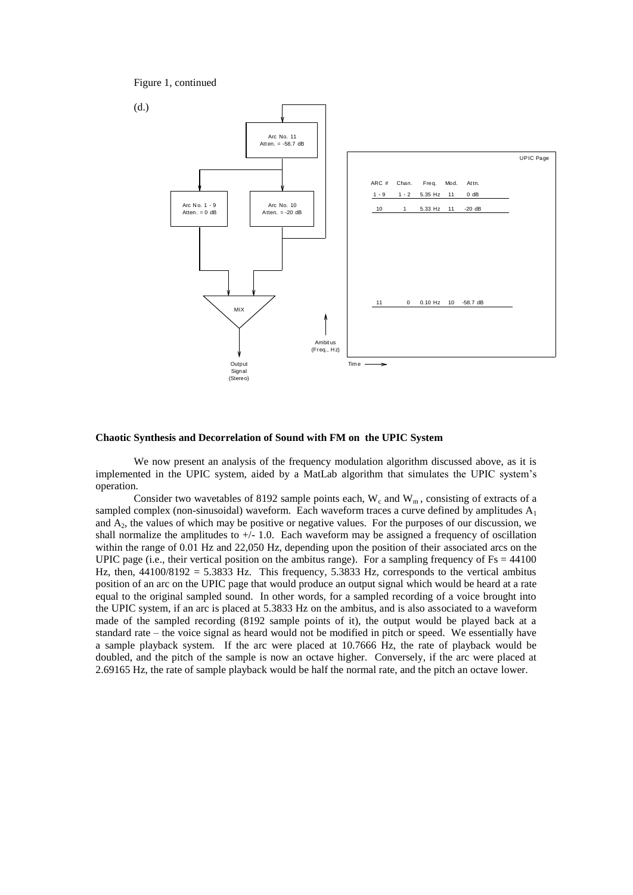Figure 1, continued

(d.)

| ARC # | Chan. | Freq. | Mod. | Attn. |
| --- | --- | --- | --- | --- |
| 1 - 9 | 1 - 2 | 5.35 Hz | 11 | 0 dB |
| 10 | 1 | 5.33 Hz | 11 | -20 dB |
| 11 | 0 | 0.10 Hz | 10 | -58.7 dB |

### Chaotic Synthesis and Decorrelation of Sound with FM on the UPIC System

We now present an analysis of the frequency modulation algorithm discussed above, as it is implemented in the UPIC system, aided by a MatLab algorithm that simulates the UPIC system's operation.

Consider two wavetables of 8192 sample points each, $W_c$ and $W_m$, consisting of extracts of a sampled complex (non-sinusoidal) waveform. Each waveform traces a curve defined by amplitudes $A_1$ and $A_2$, the values of which may be positive or negative values. For the purposes of our discussion, we shall normalize the amplitudes to +/- 1.0. Each waveform may be assigned a frequency of oscillation within the range of 0.01 Hz and 22,050 Hz, depending upon the position of their associated arcs on the UPIC page (i.e., their vertical position on the ambitus range). For a sampling frequency of Fs = 44100 Hz, then, 44100/8192 = 5.3833 Hz. This frequency, 5.3833 Hz, corresponds to the vertical ambitus position of an arc on the UPIC page that would produce an output signal which would be heard at a rate equal to the original sampled sound. In other words, for a sampled recording of a voice brought into the UPIC system, if an arc is placed at 5.3833 Hz on the ambitus, and is also associated to a waveform made of the sampled recording (8192 sample points of it), the output would be played back at a standard rate – the voice signal as heard would not be modified in pitch or speed. We essentially have a sample playback system. If the arc were placed at 10.7666 Hz, the rate of playback would be doubled, and the pitch of the sample is now an octave higher. Conversely, if the arc were placed at 2.69165 Hz, the rate of sample playback would be half the normal rate, and the pitch an octave lower.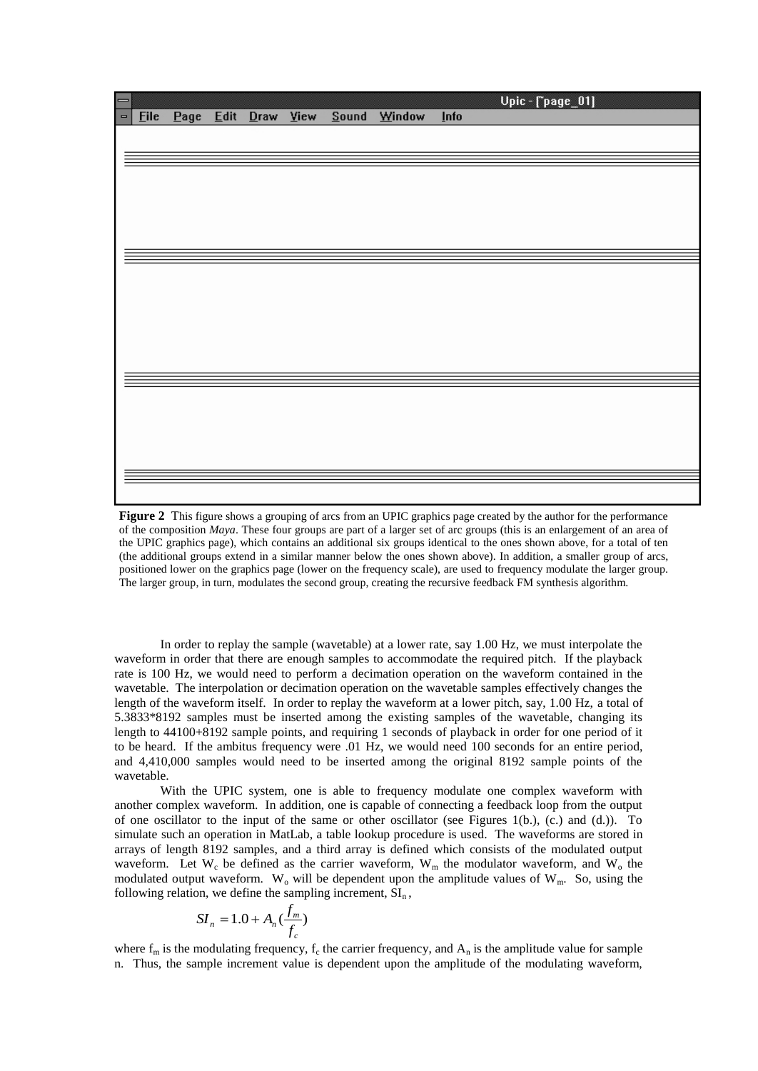**Figure 2** This figure shows a grouping of arcs from an UPIC graphics page created by the author for the performance of the composition *Maya*. These four groups are part of a larger set of arc groups (this is an enlargement of an area of the UPIC graphics page), which contains an additional six groups identical to the ones shown above, for a total of ten (the additional groups extend in a similar manner below the ones shown above). In addition, a smaller group of arcs, positioned lower on the graphics page (lower on the frequency scale), are used to frequency modulate the larger group. The larger group, in turn, modulates the second group, creating the recursive feedback FM synthesis algorithm.

In order to replay the sample (wavetable) at a lower rate, say 1.00 Hz, we must interpolate the waveform in order that there are enough samples to accommodate the required pitch. If the playback rate is 100 Hz, we would need to perform a decimation operation on the waveform contained in the wavetable. The interpolation or decimation operation on the wavetable samples effectively changes the length of the waveform itself. In order to replay the waveform at a lower pitch, say, 1.00 Hz, a total of 5.3833*8192 samples must be inserted among the existing samples of the wavetable, changing its length to 44100+8192 sample points, and requiring 1 seconds of playback in order for one period of it to be heard. If the ambitus frequency were .01 Hz, we would need 100 seconds for an entire period, and 4,410,000 samples would need to be inserted among the original 8192 sample points of the wavetable.

With the UPIC system, one is able to frequency modulate one complex waveform with another complex waveform. In addition, one is capable of connecting a feedback loop from the output of one oscillator to the input of the same or other oscillator (see Figures 1(b.), (c.) and (d.)). To simulate such an operation in MatLab, a table lookup procedure is used. The waveforms are stored in arrays of length 8192 samples, and a third array is defined which consists of the modulated output waveform. Let $W_c$ be defined as the carrier waveform, $W_m$ the modulator waveform, and $W_o$ the modulated output waveform. $W_o$ will be dependent upon the amplitude values of $W_m$. So, using the following relation, we define the sampling increment, $SI_n$,

$$SI_n = 1.0 + A_n\left(\frac{f_m}{f_c}\right)$$

where $f_m$ is the modulating frequency, $f_c$ the carrier frequency, and $A_n$ is the amplitude value for sample n. Thus, the sample increment value is dependent upon the amplitude of the modulating waveform,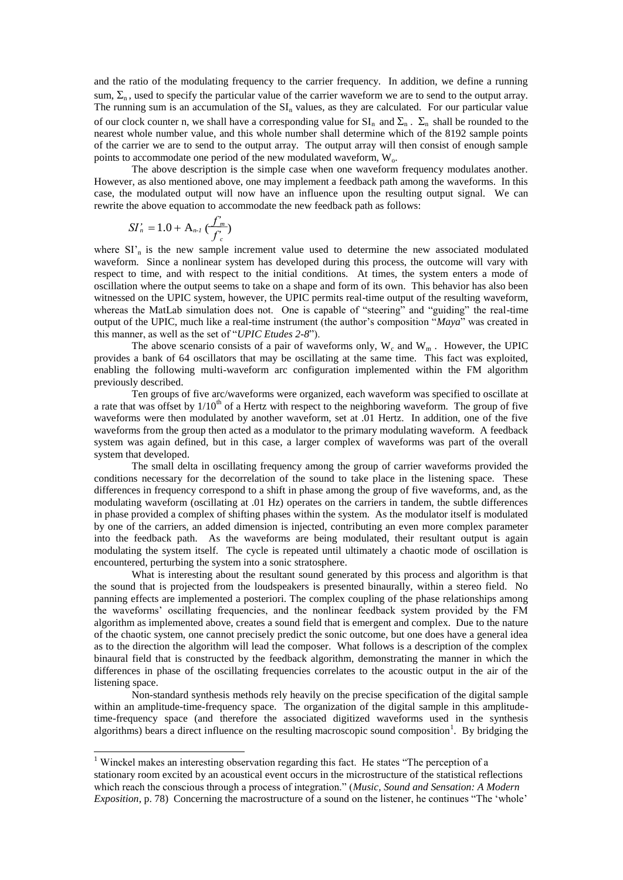and the ratio of the modulating frequency to the carrier frequency. In addition, we define a running sum, $\Sigma_n$, used to specify the particular value of the carrier waveform we are to send to the output array. The running sum is an accumulation of the $SI_n$ values, as they are calculated. For our particular value of our clock counter n, we shall have a corresponding value for $SI_n$ and $\Sigma_n$. $\Sigma_n$ shall be rounded to the nearest whole number value, and this whole number shall determine which of the 8192 sample points of the carrier we are to send to the output array. The output array will then consist of enough sample points to accommodate one period of the new modulated waveform, $W_o$.

The above description is the simple case when one waveform frequency modulates another. However, as also mentioned above, one may implement a feedback path among the waveforms. In this case, the modulated output will now have an influence upon the resulting output signal. We can rewrite the above equation to accommodate the new feedback path as follows:

$$SI'_n = 1.0 + A_{n-1}\left(\frac{f'_m}{f'_c}\right)$$

where $SI'_n$ is the new sample increment value used to determine the new associated modulated waveform. Since a nonlinear system has developed during this process, the outcome will vary with respect to time, and with respect to the initial conditions. At times, the system enters a mode of oscillation where the output seems to take on a shape and form of its own. This behavior has also been witnessed on the UPIC system, however, the UPIC permits real-time output of the resulting waveform, whereas the MatLab simulation does not. One is capable of "steering" and "guiding" the real-time output of the UPIC, much like a real-time instrument (the author's composition "*Maya*" was created in this manner, as well as the set of "*UPIC Etudes 2-8*").

The above scenario consists of a pair of waveforms only, $W_c$ and $W_m$. However, the UPIC provides a bank of 64 oscillators that may be oscillating at the same time. This fact was exploited, enabling the following multi-waveform arc configuration implemented within the FM algorithm previously described.

Ten groups of five arc/waveforms were organized, each waveform was specified to oscillate at a rate that was offset by $1/10^{th}$ of a Hertz with respect to the neighboring waveform. The group of five waveforms were then modulated by another waveform, set at .01 Hertz. In addition, one of the five waveforms from the group then acted as a modulator to the primary modulating waveform. A feedback system was again defined, but in this case, a larger complex of waveforms was part of the overall system that developed.

The small delta in oscillating frequency among the group of carrier waveforms provided the conditions necessary for the decorrelation of the sound to take place in the listening space. These differences in frequency correspond to a shift in phase among the group of five waveforms, and, as the modulating waveform (oscillating at .01 Hz) operates on the carriers in tandem, the subtle differences in phase provided a complex of shifting phases within the system. As the modulator itself is modulated by one of the carriers, an added dimension is injected, contributing an even more complex parameter into the feedback path. As the waveforms are being modulated, their resultant output is again modulating the system itself. The cycle is repeated until ultimately a chaotic mode of oscillation is encountered, perturbing the system into a sonic stratosphere.

What is interesting about the resultant sound generated by this process and algorithm is that the sound that is projected from the loudspeakers is presented binaurally, within a stereo field. No panning effects are implemented a posteriori. The complex coupling of the phase relationships among the waveforms' oscillating frequencies, and the nonlinear feedback system provided by the FM algorithm as implemented above, creates a sound field that is emergent and complex. Due to the nature of the chaotic system, one cannot precisely predict the sonic outcome, but one does have a general idea as to the direction the algorithm will lead the composer. What follows is a description of the complex binaural field that is constructed by the feedback algorithm, demonstrating the manner in which the differences in phase of the oscillating frequencies correlates to the acoustic output in the air of the listening space.

Non-standard synthesis methods rely heavily on the precise specification of the digital sample within an amplitude-time-frequency space. The organization of the digital sample in this amplitude-time-frequency space (and therefore the associated digitized waveforms used in the synthesis algorithms) bears a direct influence on the resulting macroscopic sound composition[1]. By bridging the

---

[1] Winckel makes an interesting observation regarding this fact. He states "The perception of a stationary room excited by an acoustical event occurs in the microstructure of the statistical reflections which reach the conscious through a process of integration." (*Music, Sound and Sensation: A Modern Exposition*, p. 78) Concerning the macrostructure of a sound on the listener, he continues "The 'whole'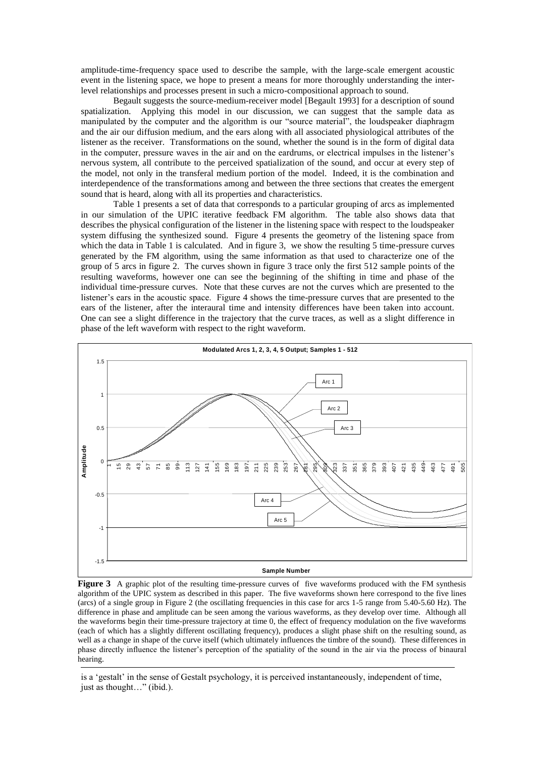amplitude-time-frequency space used to describe the sample, with the large-scale emergent acoustic event in the listening space, we hope to present a means for more thoroughly understanding the inter-level relationships and processes present in such a micro-compositional approach to sound.

Begault suggests the source-medium-receiver model [Begault 1993] for a description of sound spatialization. Applying this model in our discussion, we can suggest that the sample data as manipulated by the computer and the algorithm is our "source material", the loudspeaker diaphragm and the air our diffusion medium, and the ears along with all associated physiological attributes of the listener as the receiver. Transformations on the sound, whether the sound is in the form of digital data in the computer, pressure waves in the air and on the eardrums, or electrical impulses in the listener's nervous system, all contribute to the perceived spatialization of the sound, and occur at every step of the model, not only in the transferal medium portion of the model. Indeed, it is the combination and interdependence of the transformations among and between the three sections that creates the emergent sound that is heard, along with all its properties and characteristics.

Table 1 presents a set of data that corresponds to a particular grouping of arcs as implemented in our simulation of the UPIC iterative feedback FM algorithm. The table also shows data that describes the physical configuration of the listener in the listening space with respect to the loudspeaker system diffusing the synthesized sound. Figure 4 presents the geometry of the listening space from which the data in Table 1 is calculated. And in figure 3, we show the resulting 5 time-pressure curves generated by the FM algorithm, using the same information as that used to characterize one of the group of 5 arcs in figure 2. The curves shown in figure 3 trace only the first 512 sample points of the resulting waveforms, however one can see the beginning of the shifting in time and phase of the individual time-pressure curves. Note that these curves are not the curves which are presented to the listener's ears in the acoustic space. Figure 4 shows the time-pressure curves that are presented to the ears of the listener, after the interaural time and intensity differences have been taken into account. One can see a slight difference in the trajectory that the curve traces, as well as a slight difference in phase of the left waveform with respect to the right waveform.

**Figure 3** A graphic plot of the resulting time-pressure curves of five waveforms produced with the FM synthesis algorithm of the UPIC system as described in this paper. The five waveforms shown here correspond to the five lines (arcs) of a single group in Figure 2 (the oscillating frequencies in this case for arcs 1-5 range from 5.40-5.60 Hz). The difference in phase and amplitude can be seen among the various waveforms, as they develop over time. Although all the waveforms begin their time-pressure trajectory at time 0, the effect of frequency modulation on the five waveforms (each of which has a slightly different oscillating frequency), produces a slight phase shift on the resulting sound, as well as a change in shape of the curve itself (which ultimately influences the timbre of the sound). These differences in phase directly influence the listener's perception of the spatiality of the sound in the air via the process of binaural hearing.

is a 'gestalt' in the sense of Gestalt psychology, it is perceived instantaneously, independent of time, just as thought…" (ibid.).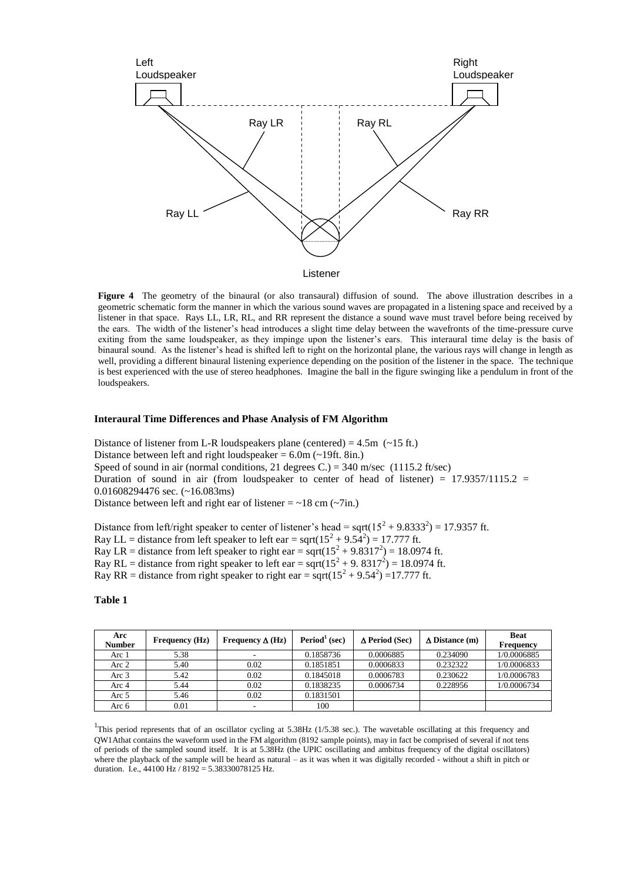Left Loudspeaker

Right Loudspeaker

Ray LR

Ray RL

Ray LL

Ray RR

Listener

**Figure 4** The geometry of the binaural (or also transaural) diffusion of sound. The above illustration describes in a geometric schematic form the manner in which the various sound waves are propagated in a listening space and received by a listener in that space. Rays LL, LR, RL, and RR represent the distance a sound wave must travel before being received by the ears. The width of the listener's head introduces a slight time delay between the wavefronts of the time-pressure curve exiting from the same loudspeaker, as they impinge upon the listener's ears. This interaural time delay is the basis of binaural sound. As the listener's head is shifted left to right on the horizontal plane, the various rays will change in length as well, providing a different binaural listening experience depending on the position of the listener in the space. The technique is best experienced with the use of stereo headphones. Imagine the ball in the figure swinging like a pendulum in front of the loudspeakers.

### Interaural Time Differences and Phase Analysis of FM Algorithm

Distance of listener from L-R loudspeakers plane (centered) = 4.5m (~15 ft.)
Distance between left and right loudspeaker = 6.0m (~19ft. 8in.)
Speed of sound in air (normal conditions, 21 degrees C.) = 340 m/sec (1115.2 ft/sec)
Duration of sound in air (from loudspeaker to center of head of listener) = 17.9357/1115.2 = 0.01608294476 sec. (~16.083ms)
Distance between left and right ear of listener = ~18 cm (~7in.)

Distance from left/right speaker to center of listener's head = $\text{sqrt}(15^2 + 9.8333^2) = 17.9357$ ft.
Ray LL = distance from left speaker to left ear = $\text{sqrt}(15^2 + 9.54^2) = 17.777$ ft.
Ray LR = distance from left speaker to right ear = $\text{sqrt}(15^2 + 9.8317^2) = 18.0974$ ft.
Ray RL = distance from right speaker to left ear = $\text{sqrt}(15^2 + 9.8317^2) = 18.0974$ ft.
Ray RR = distance from right speaker to right ear = $\text{sqrt}(15^2 + 9.54^2) = 17.777$ ft.

**Table 1**

| Arc Number | Frequency (Hz) | Frequency $\Delta$ (Hz) | Period[1] (sec) | $\Delta$ Period (Sec) | $\Delta$ Distance (m) | Beat Frequency |
|---|---|---|---|---|---|---|
| Arc 1 | 5.38 | - | 0.1858736 | 0.0006885 | 0.234090 | 1/0.0006885 |
| Arc 2 | 5.40 | 0.02 | 0.1851851 | 0.0006833 | 0.232322 | 1/0.0006833 |
| Arc 3 | 5.42 | 0.02 | 0.1845018 | 0.0006783 | 0.230622 | 1/0.0006783 |
| Arc 4 | 5.44 | 0.02 | 0.1838235 | 0.0006734 | 0.228956 | 1/0.0006734 |
| Arc 5 | 5.46 | 0.02 | 0.1831501 | | | |
| Arc 6 | 0.01 | - | 100 | | | |

[1]This period represents that of an oscillator cycling at 5.38Hz (1/5.38 sec.). The wavetable oscillating at this frequency and QW1Athat contains the waveform used in the FM algorithm (8192 sample points), may in fact be comprised of several if not tens of periods of the sampled sound itself. It is at 5.38Hz (the UPIC oscillating and ambitus frequency of the digital oscillators) where the playback of the sample will be heard as natural – as it was when it was digitally recorded - without a shift in pitch or duration. I.e., 44100 Hz / 8192 = 5.38330078125 Hz.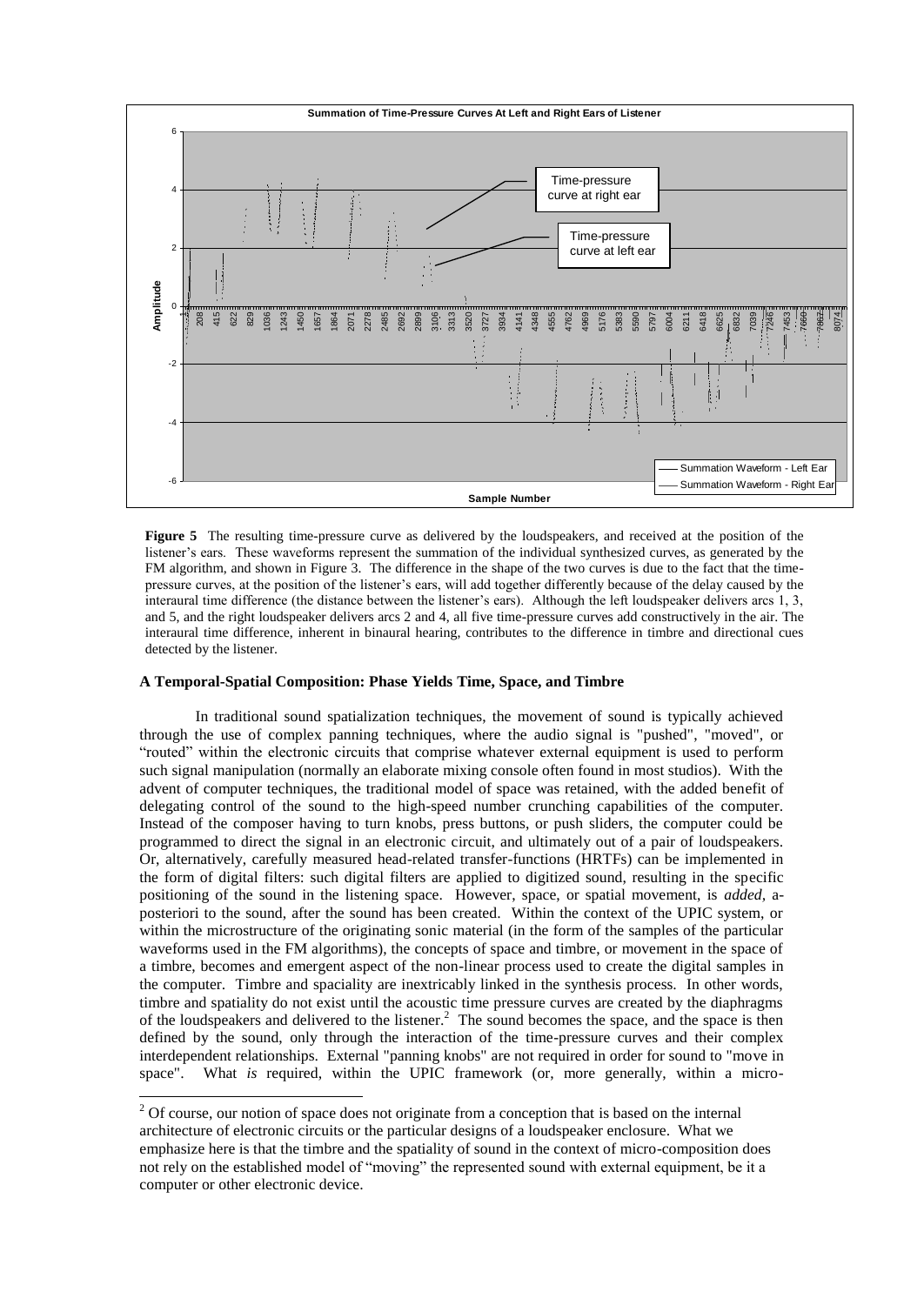**Figure 5** The resulting time-pressure curve as delivered by the loudspeakers, and received at the position of the listener's ears. These waveforms represent the summation of the individual synthesized curves, as generated by the FM algorithm, and shown in Figure 3. The difference in the shape of the two curves is due to the fact that the time-pressure curves, at the position of the listener's ears, will add together differently because of the delay caused by the interaural time difference (the distance between the listener's ears). Although the left loudspeaker delivers arcs 1, 3, and 5, and the right loudspeaker delivers arcs 2 and 4, all five time-pressure curves add constructively in the air. The interaural time difference, inherent in binaural hearing, contributes to the difference in timbre and directional cues detected by the listener.

### A Temporal-Spatial Composition: Phase Yields Time, Space, and Timbre

In traditional sound spatialization techniques, the movement of sound is typically achieved through the use of complex panning techniques, where the audio signal is "pushed", "moved", or "routed" within the electronic circuits that comprise whatever external equipment is used to perform such signal manipulation (normally an elaborate mixing console often found in most studios). With the advent of computer techniques, the traditional model of space was retained, with the added benefit of delegating control of the sound to the high-speed number crunching capabilities of the computer. Instead of the composer having to turn knobs, press buttons, or push sliders, the computer could be programmed to direct the signal in an electronic circuit, and ultimately out of a pair of loudspeakers. Or, alternatively, carefully measured head-related transfer-functions (HRTFs) can be implemented in the form of digital filters: such digital filters are applied to digitized sound, resulting in the specific positioning of the sound in the listening space. However, space, or spatial movement, is *added,* a-posteriori to the sound, after the sound has been created. Within the context of the UPIC system, or within the microstructure of the originating sonic material (in the form of the samples of the particular waveforms used in the FM algorithms), the concepts of space and timbre, or movement in the space of a timbre, becomes and emergent aspect of the non-linear process used to create the digital samples in the computer. Timbre and spaciality are inextricably linked in the synthesis process. In other words, timbre and spatiality do not exist until the acoustic time pressure curves are created by the diaphragms of the loudspeakers and delivered to the listener.[2] The sound becomes the space, and the space is then defined by the sound, only through the interaction of the time-pressure curves and their complex interdependent relationships. External "panning knobs" are not required in order for sound to "move in space". What *is* required, within the UPIC framework (or, more generally, within a micro-

[2] Of course, our notion of space does not originate from a conception that is based on the internal architecture of electronic circuits or the particular designs of a loudspeaker enclosure. What we emphasize here is that the timbre and the spatiality of sound in the context of micro-composition does not rely on the established model of "moving" the represented sound with external equipment, be it a computer or other electronic device.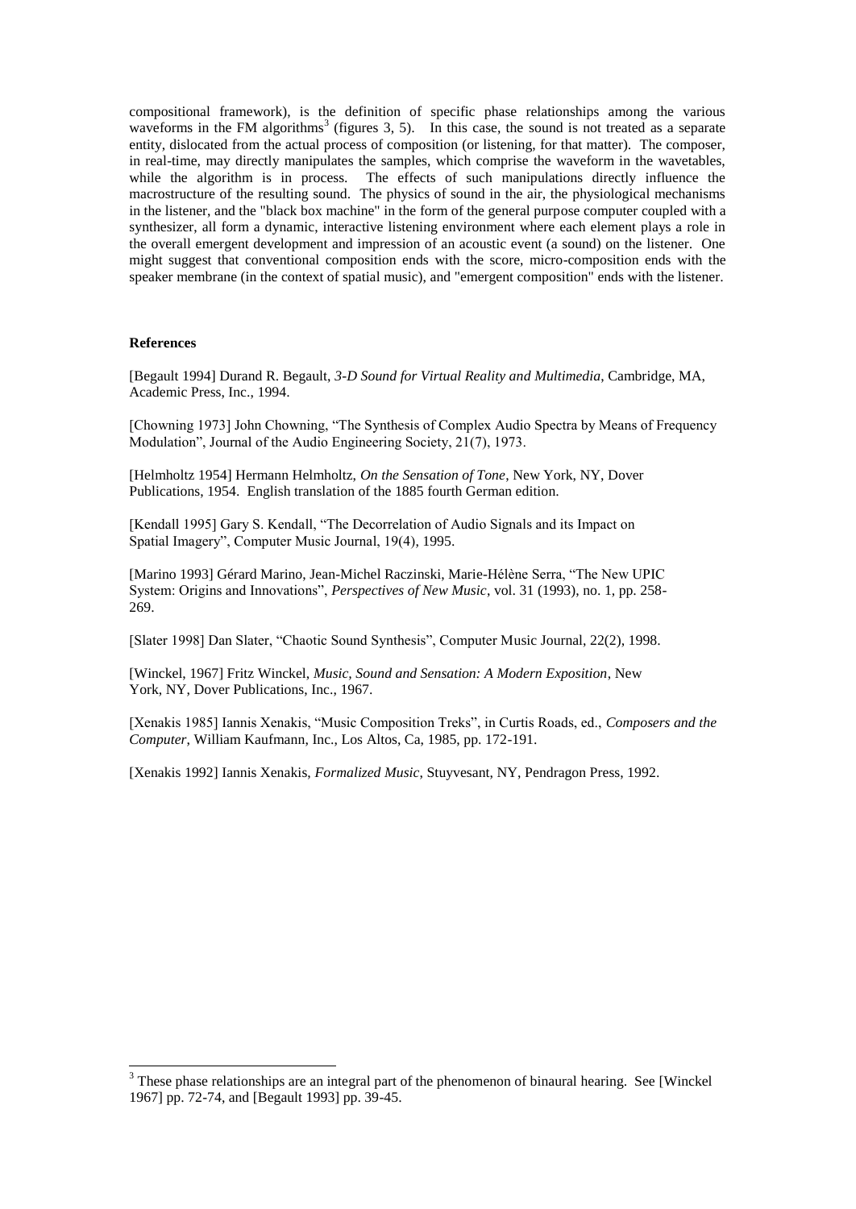compositional framework), is the definition of specific phase relationships among the various waveforms in the FM algorithms[3] (figures 3, 5). In this case, the sound is not treated as a separate entity, dislocated from the actual process of composition (or listening, for that matter). The composer, in real-time, may directly manipulates the samples, which comprise the waveform in the wavetables, while the algorithm is in process. The effects of such manipulations directly influence the macrostructure of the resulting sound. The physics of sound in the air, the physiological mechanisms in the listener, and the "black box machine" in the form of the general purpose computer coupled with a synthesizer, all form a dynamic, interactive listening environment where each element plays a role in the overall emergent development and impression of an acoustic event (a sound) on the listener. One might suggest that conventional composition ends with the score, micro-composition ends with the speaker membrane (in the context of spatial music), and "emergent composition" ends with the listener.

**References**

[Begault 1994] Durand R. Begault, *3-D Sound for Virtual Reality and Multimedia*, Cambridge, MA, Academic Press, Inc., 1994.

[Chowning 1973] John Chowning, “The Synthesis of Complex Audio Spectra by Means of Frequency Modulation”, Journal of the Audio Engineering Society, 21(7), 1973.

[Helmholtz 1954] Hermann Helmholtz, *On the Sensation of Tone*, New York, NY, Dover Publications, 1954. English translation of the 1885 fourth German edition.

[Kendall 1995] Gary S. Kendall, “The Decorrelation of Audio Signals and its Impact on Spatial Imagery”, Computer Music Journal, 19(4), 1995.

[Marino 1993] Gérard Marino, Jean-Michel Raczinski, Marie-Hélène Serra, “The New UPIC System: Origins and Innovations”, *Perspectives of New Music*, vol. 31 (1993), no. 1, pp. 258-269.

[Slater 1998] Dan Slater, “Chaotic Sound Synthesis”, Computer Music Journal, 22(2), 1998.

[Winckel, 1967] Fritz Winckel, *Music, Sound and Sensation: A Modern Exposition*, New York, NY, Dover Publications, Inc., 1967.

[Xenakis 1985] Iannis Xenakis, “Music Composition Treks”, in Curtis Roads, ed., *Composers and the Computer*, William Kaufmann, Inc., Los Altos, Ca, 1985, pp. 172-191.

[Xenakis 1992] Iannis Xenakis, *Formalized Music*, Stuyvesant, NY, Pendragon Press, 1992.

[3] These phase relationships are an integral part of the phenomenon of binaural hearing. See [Winckel 1967] pp. 72-74, and [Begault 1993] pp. 39-45.